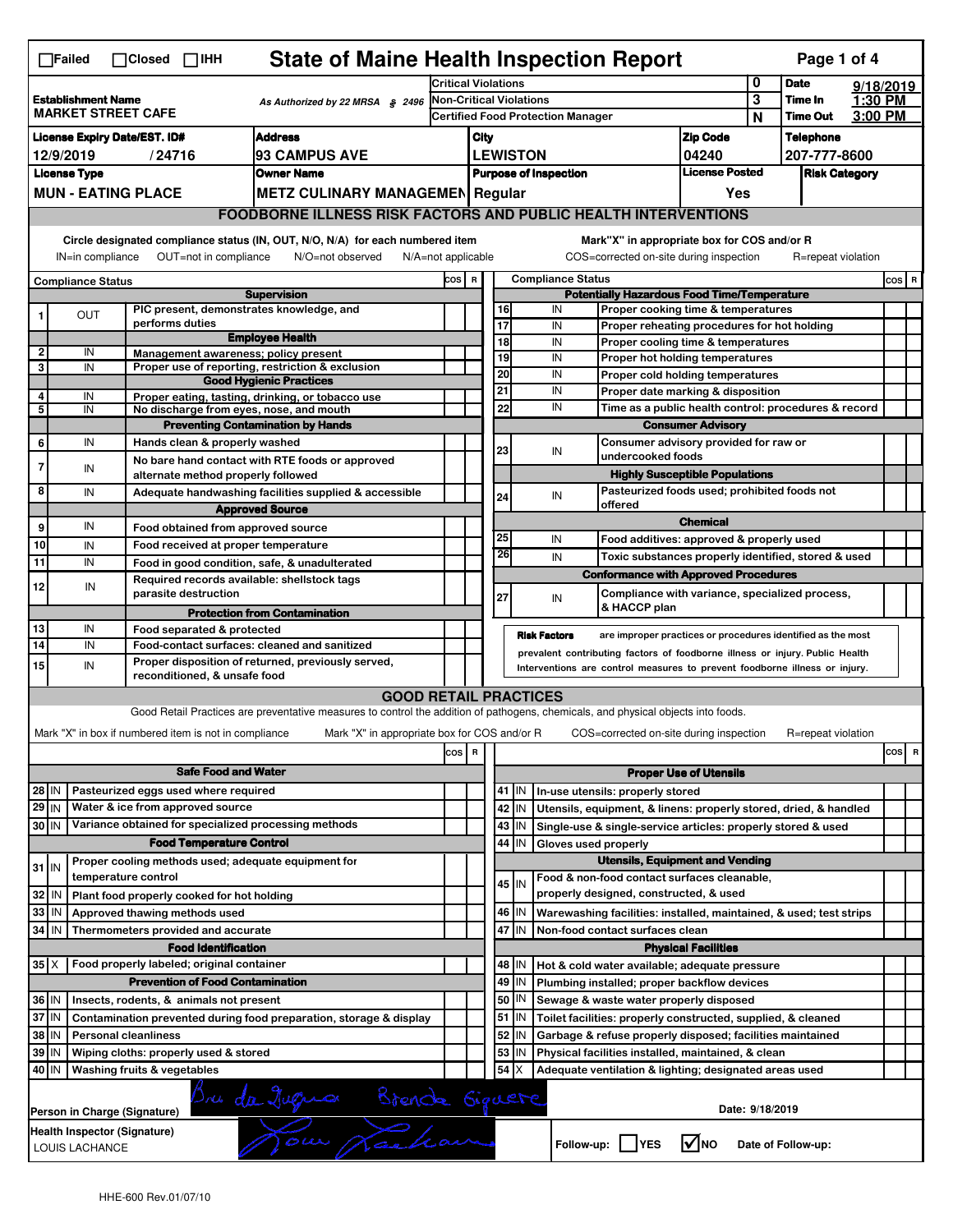☐Failed ☐Closed ☐IHH

# State of Maine Health Inspection Report

| | | | |
|---|---|---|---|
| **Establishment Name** MARKET STREET CAFE | As Authorized by 22 MRSA § 2496 | Critical Violations | 0 |
| | | Non-Critical Violations | 3 |
| | | Certified Food Protection Manager | N |

**Date** 9/18/2019 **Time In** 1:30 PM **Time Out** 3:00 PM

| License Expiry Date/EST. ID# | Address | City | Zip Code | Telephone |
|---|---|---|---|---|
| 12/9/2019 / 24716 | 93 CAMPUS AVE | LEWISTON | 04240 | 207-777-8600 |

| License Type | Owner Name | Purpose of Inspection | License Posted | Risk Category |
|---|---|---|---|---|
| MUN - EATING PLACE | METZ CULINARY MANAGEMEN | Regular | Yes | |

## FOODBORNE ILLNESS RISK FACTORS AND PUBLIC HEALTH INTERVENTIONS

Circle designated compliance status (IN, OUT, N/O, N/A) for each numbered item — IN=in compliance OUT=not in compliance N/O=not observed N/A=not applicable

Mark"X" in appropriate box for COS and/or R — COS=corrected on-site during inspection R=repeat violation

| # | Compliance Status | Item | COS | R |
|---|---|---|---|---|
| | | **Supervision** | | |
| 1 | OUT | PIC present, demonstrates knowledge, and performs duties | | |
| | | **Employee Health** | | |
| 2 | IN | Management awareness; policy present | | |
| 3 | IN | Proper use of reporting, restriction & exclusion | | |
| | | **Good Hygienic Practices** | | |
| 4 | IN | Proper eating, tasting, drinking, or tobacco use | | |
| 5 | IN | No discharge from eyes, nose, and mouth | | |
| | | **Preventing Contamination by Hands** | | |
| 6 | IN | Hands clean & properly washed | | |
| 7 | IN | No bare hand contact with RTE foods or approved alternate method properly followed | | |
| 8 | IN | Adequate handwashing facilities supplied & accessible | | |
| | | **Approved Source** | | |
| 9 | IN | Food obtained from approved source | | |
| 10 | IN | Food received at proper temperature | | |
| 11 | IN | Food in good condition, safe, & unadulterated | | |
| 12 | IN | Required records available: shellstock tags parasite destruction | | |
| | | **Protection from Contamination** | | |
| 13 | IN | Food separated & protected | | |
| 14 | IN | Food-contact surfaces: cleaned and sanitized | | |
| 15 | IN | Proper disposition of returned, previously served, reconditioned, & unsafe food | | |
| | | **Potentially Hazardous Food Time/Temperature** | | |
| 16 | IN | Proper cooking time & temperatures | | |
| 17 | IN | Proper reheating procedures for hot holding | | |
| 18 | IN | Proper cooling time & temperatures | | |
| 19 | IN | Proper hot holding temperatures | | |
| 20 | IN | Proper cold holding temperatures | | |
| 21 | IN | Proper date marking & disposition | | |
| 22 | IN | Time as a public health control: procedures & record | | |
| | | **Consumer Advisory** | | |
| 23 | IN | Consumer advisory provided for raw or undercooked foods | | |
| | | **Highly Susceptible Populations** | | |
| 24 | IN | Pasteurized foods used; prohibited foods not offered | | |
| | | **Chemical** | | |
| 25 | IN | Food additives: approved & properly used | | |
| 26 | IN | Toxic substances properly identified, stored & used | | |
| | | **Conformance with Approved Procedures** | | |
| 27 | IN | Compliance with variance, specialized process, & HACCP plan | | |

**Risk Factors** are improper practices or procedures identified as the most prevalent contributing factors of foodborne illness or injury. Public Health Interventions are control measures to prevent foodborne illness or injury.

## GOOD RETAIL PRACTICES

Good Retail Practices are preventative measures to control the addition of pathogens, chemicals, and physical objects into foods.

Mark "X" in box if numbered item is not in compliance — Mark "X" in appropriate box for COS and/or R — COS=corrected on-site during inspection R=repeat violation

| # | Status | Item | COS | R |
|---|---|---|---|---|
| | | **Safe Food and Water** | | |
| 28 | IN | Pasteurized eggs used where required | | |
| 29 | IN | Water & ice from approved source | | |
| 30 | IN | Variance obtained for specialized processing methods | | |
| | | **Food Temperature Control** | | |
| 31 | IN | Proper cooling methods used; adequate equipment for temperature control | | |
| 32 | IN | Plant food properly cooked for hot holding | | |
| 33 | IN | Approved thawing methods used | | |
| 34 | IN | Thermometers provided and accurate | | |
| | | **Food Identification** | | |
| 35 | X | Food properly labeled; original container | | |
| | | **Prevention of Food Contamination** | | |
| 36 | IN | Insects, rodents, & animals not present | | |
| 37 | IN | Contamination prevented during food preparation, storage & display | | |
| 38 | IN | Personal cleanliness | | |
| 39 | IN | Wiping cloths: properly used & stored | | |
| 40 | IN | Washing fruits & vegetables | | |
| | | **Proper Use of Utensils** | | |
| 41 | IN | In-use utensils: properly stored | | |
| 42 | IN | Utensils, equipment, & linens: properly stored, dried, & handled | | |
| 43 | IN | Single-use & single-service articles: properly stored & used | | |
| 44 | IN | Gloves used properly | | |
| | | **Utensils, Equipment and Vending** | | |
| 45 | IN | Food & non-food contact surfaces cleanable, properly designed, constructed, & used | | |
| 46 | IN | Warewashing facilities: installed, maintained, & used; test strips | | |
| 47 | IN | Non-food contact surfaces clean | | |
| | | **Physical Facilities** | | |
| 48 | IN | Hot & cold water available; adequate pressure | | |
| 49 | IN | Plumbing installed; proper backflow devices | | |
| 50 | IN | Sewage & waste water properly disposed | | |
| 51 | IN | Toilet facilities: properly constructed, supplied, & cleaned | | |
| 52 | IN | Garbage & refuse properly disposed; facilities maintained | | |
| 53 | IN | Physical facilities installed, maintained, & clean | | |
| 54 | X | Adequate ventilation & lighting; designated areas used | | |

**Person in Charge (Signature)** Brenda Gigue Brenda Giguere

**Date:** 9/18/2019

**Health Inspector (Signature)** LOUIS LACHANCE

Follow-up: ☐ YES ☑ NO Date of Follow-up:

HHE-600 Rev.01/07/10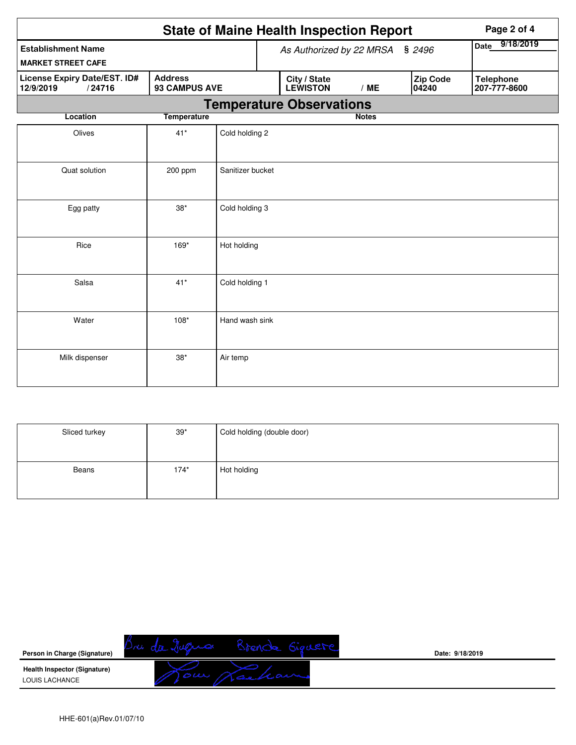# State of Maine Health Inspection Report

| Establishment Name | As Authorized by 22 MRSA § 2496 | | | Date 9/18/2019 |
|---|---|---|---|---|
| MARKET STREET CAFE | | | | |
| License Expiry Date/EST. ID# 12/9/2019 / 24716 | Address 93 CAMPUS AVE | City / State LEWISTON / ME | Zip Code 04240 | Telephone 207-777-8600 |

## Temperature Observations

| Location | Temperature | Notes |
|---|---|---|
| Olives | 41* | Cold holding 2 |
| Quat solution | 200 ppm | Sanitizer bucket |
| Egg patty | 38* | Cold holding 3 |
| Rice | 169* | Hot holding |
| Salsa | 41* | Cold holding 1 |
| Water | 108* | Hand wash sink |
| Milk dispenser | 38* | Air temp |
| Sliced turkey | 39* | Cold holding (double door) |
| Beans | 174* | Hot holding |

Person in Charge (Signature) Bri da Gugna Brenda Giquere    Date: 9/18/2019

Health Inspector (Signature) Lou Lachance
LOUIS LACHANCE

HHE-601(a)Rev.01/07/10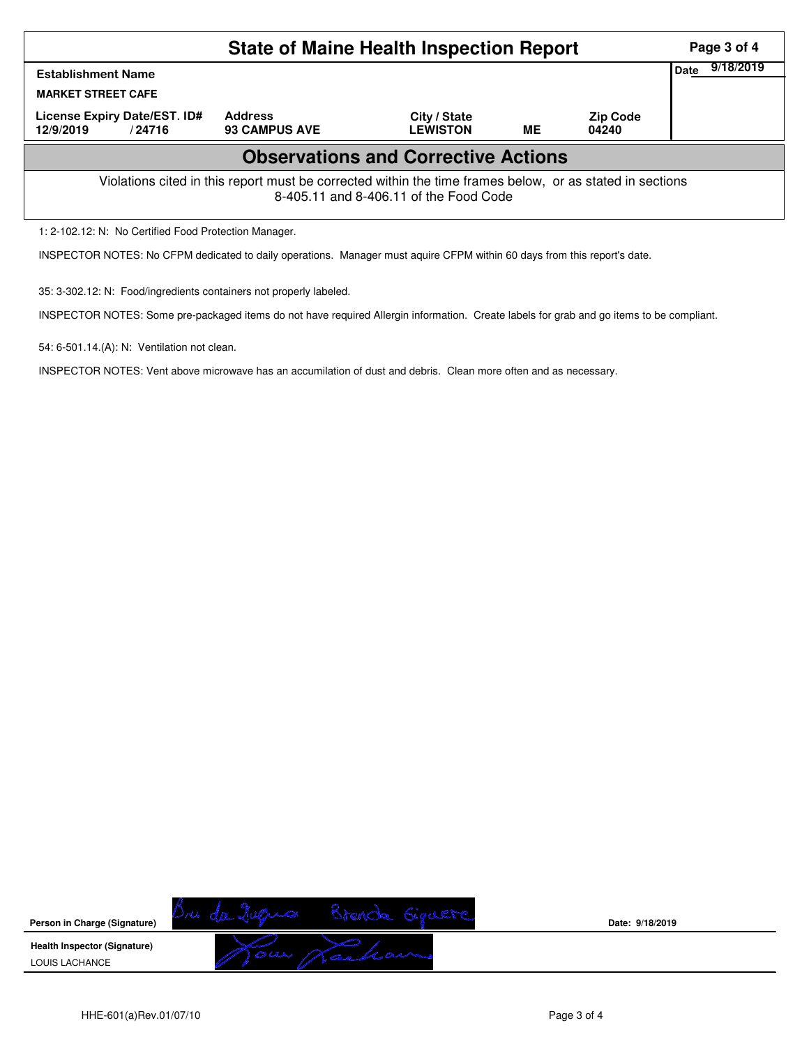# State of Maine Health Inspection Report

| Establishment Name | | | | | Date 9/18/2019 |
|---|---|---|---|---|---|
| MARKET STREET CAFE | | | | | |
| License Expiry Date/EST. ID# | Address | City / State | | Zip Code | |
| 12/9/2019 / 24716 | 93 CAMPUS AVE | LEWISTON | ME | 04240 | |

## Observations and Corrective Actions

Violations cited in this report must be corrected within the time frames below, or as stated in sections 8-405.11 and 8-406.11 of the Food Code

1: 2-102.12: N: No Certified Food Protection Manager.

INSPECTOR NOTES: No CFPM dedicated to daily operations. Manager must aquire CFPM within 60 days from this report's date.

35: 3-302.12: N: Food/ingredients containers not properly labeled.

INSPECTOR NOTES: Some pre-packaged items do not have required Allergin information. Create labels for grab and go items to be compliant.

54: 6-501.14.(A): N: Ventilation not clean.

INSPECTOR NOTES: Vent above microwave has an accumilation of dust and debris. Clean more often and as necessary.

**Person in Charge (Signature)** Brenda Giguere — **Date:** 9/18/2019

**Health Inspector (Signature)** LOUIS LACHANCE

HHE-601(a)Rev.01/07/10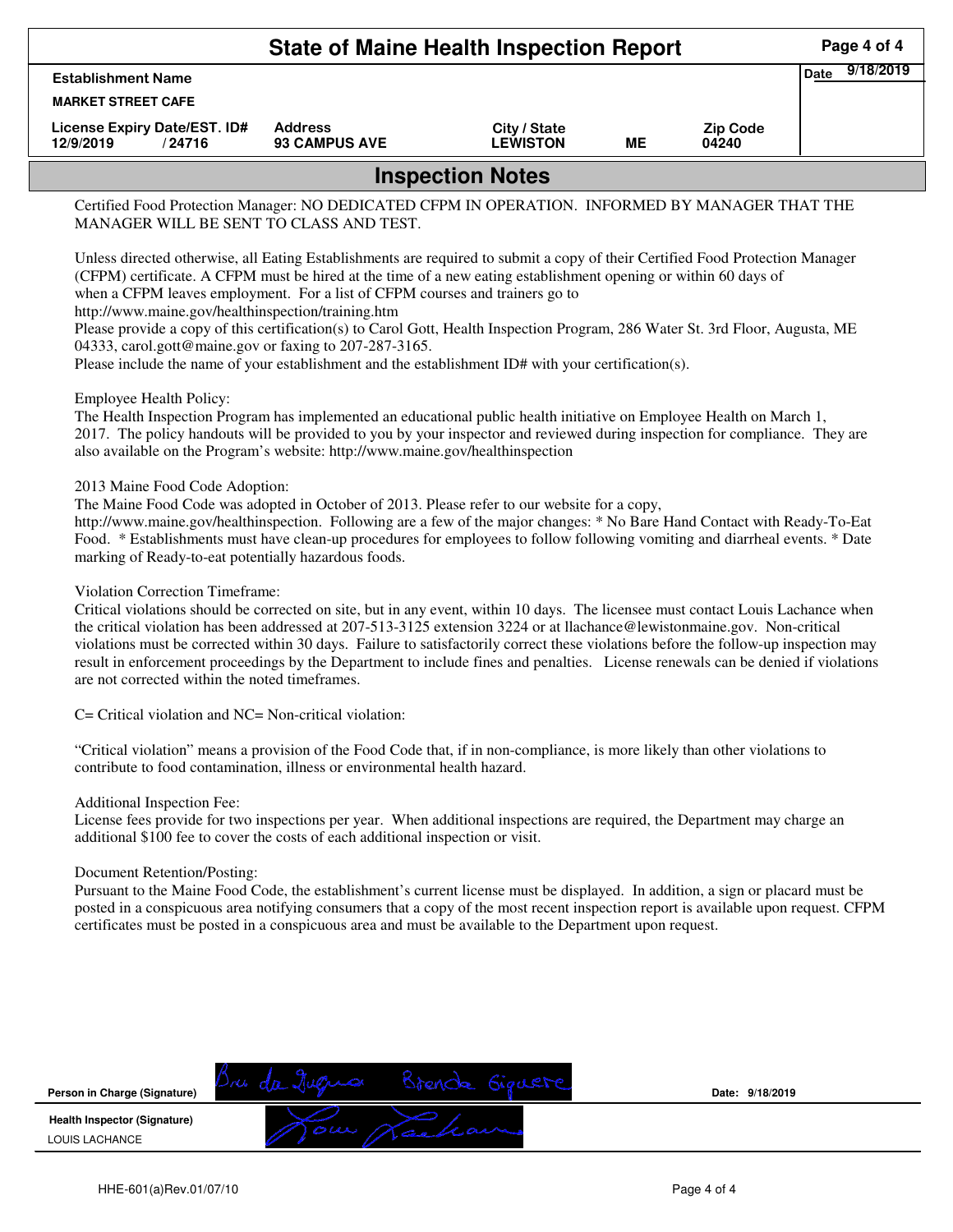# State of Maine Health Inspection Report

| Establishment Name | | | | | Date 9/18/2019 |
|---|---|---|---|---|---|
| MARKET STREET CAFE | | | | | |
| License Expiry Date/EST. ID# | Address | City / State | | Zip Code | |
| 12/9/2019 / 24716 | 93 CAMPUS AVE | LEWISTON | ME | 04240 | |

## Inspection Notes

Certified Food Protection Manager: NO DEDICATED CFPM IN OPERATION. INFORMED BY MANAGER THAT THE MANAGER WILL BE SENT TO CLASS AND TEST.

Unless directed otherwise, all Eating Establishments are required to submit a copy of their Certified Food Protection Manager (CFPM) certificate. A CFPM must be hired at the time of a new eating establishment opening or within 60 days of when a CFPM leaves employment. For a list of CFPM courses and trainers go to http://www.maine.gov/healthinspection/training.htm
Please provide a copy of this certification(s) to Carol Gott, Health Inspection Program, 286 Water St. 3rd Floor, Augusta, ME 04333, carol.gott@maine.gov or faxing to 207-287-3165.
Please include the name of your establishment and the establishment ID# with your certification(s).

Employee Health Policy:
The Health Inspection Program has implemented an educational public health initiative on Employee Health on March 1, 2017. The policy handouts will be provided to you by your inspector and reviewed during inspection for compliance. They are also available on the Program's website: http://www.maine.gov/healthinspection

2013 Maine Food Code Adoption:
The Maine Food Code was adopted in October of 2013. Please refer to our website for a copy, http://www.maine.gov/healthinspection. Following are a few of the major changes: * No Bare Hand Contact with Ready-To-Eat Food. * Establishments must have clean-up procedures for employees to follow following vomiting and diarrheal events. * Date marking of Ready-to-eat potentially hazardous foods.

Violation Correction Timeframe:
Critical violations should be corrected on site, but in any event, within 10 days. The licensee must contact Louis Lachance when the critical violation has been addressed at 207-513-3125 extension 3224 or at llachance@lewistonmaine.gov. Non-critical violations must be corrected within 30 days. Failure to satisfactorily correct these violations before the follow-up inspection may result in enforcement proceedings by the Department to include fines and penalties. License renewals can be denied if violations are not corrected within the noted timeframes.

C= Critical violation and NC= Non-critical violation:

"Critical violation" means a provision of the Food Code that, if in non-compliance, is more likely than other violations to contribute to food contamination, illness or environmental health hazard.

Additional Inspection Fee:
License fees provide for two inspections per year. When additional inspections are required, the Department may charge an additional $100 fee to cover the costs of each additional inspection or visit.

Document Retention/Posting:
Pursuant to the Maine Food Code, the establishment's current license must be displayed. In addition, a sign or placard must be posted in a conspicuous area notifying consumers that a copy of the most recent inspection report is available upon request. CFPM certificates must be posted in a conspicuous area and must be available to the Department upon request.

Person in Charge (Signature): Brenda Giguere — Date: 9/18/2019

Health Inspector (Signature): LOUIS LACHANCE — Lou Lachance

HHE-601(a)Rev.01/07/10